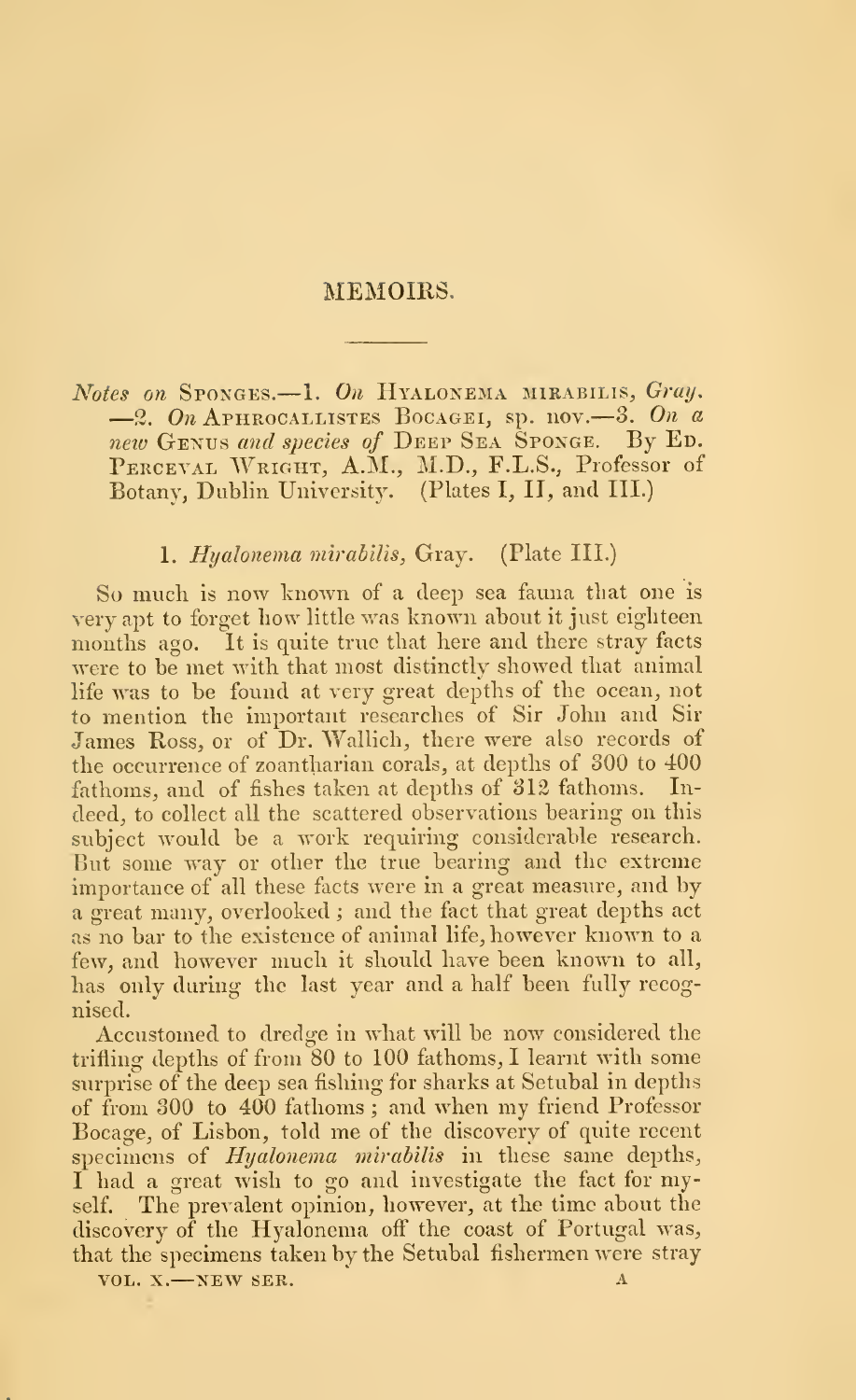# MEMOIRS.

*Notes on* Sponges.—1. *On* Hyalonema mirabilis, *Gray*. —2. *On* Aphrocallistes Bocagei, sp. nov.—3. *On a new* Genus *and species of* Deep Sea Sponge. By Ed. Perceval Wright, A.M., M.D., F.L.S., Professor of Botany, Dublin University. (Plates I, II, and III.)

## 1. *Hyalonema mirabilis*, Gray. (Plate III.)

So much is now known of a deep sea fauna that one is very apt to forget how little was known about it just eighteen months ago. It is quite true that here and there stray facts were to be met with that most distinctly showed that animal life was to be found at very great depths of the ocean, not to mention the important researches of Sir John and Sir James Ross, or of Dr. Wallich, there were also records of the occurrence of zoantharian corals, at depths of 300 to 400 fathoms, and of fishes taken at depths of 312 fathoms. Indeed, to collect all the scattered observations bearing on this subject would be a work requiring considerable research. But some way or other the true bearing and the extreme importance of all these facts were in a great measure, and by a great many, overlooked; and the fact that great depths act as no bar to the existence of animal life, however known to a few, and however much it should have been known to all, has only during the last year and a half been fully recognised.

Accustomed to dredge in what will be now considered the trifling depths of from 80 to 100 fathoms, I learnt with some surprise of the deep sea fishing for sharks at Setubal in depths of from 300 to 400 fathoms; and when my friend Professor Bocage, of Lisbon, told me of the discovery of quite recent specimens of *Hyalonema mirabilis* in these same depths, I had a great wish to go and investigate the fact for myself. The prevalent opinion, however, at the time about the discovery of the Hyalonema off the coast of Portugal was, that the specimens taken by the Setubal fishermen were stray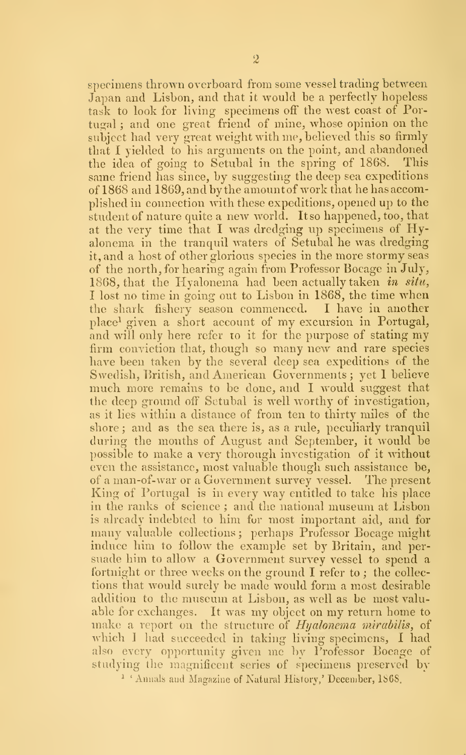specimens thrown overboard from some vessel trading between Japan and Lisbon, and that it would be a perfectly hopeless task to look for living specimens off the west coast of Portugal; and one great friend of mine, whose opinion on the subject had very great weight with me, believed this so firmly that I yielded to his arguments on the point, and abandoned the idea of going to Setubal in the spring of 1868. This same friend has since, by suggesting the deep sea expeditions of 1868 and 1869, and by the amount of work that he has accomplished in connection with these expeditions, opened up to the student of nature quite a new world. It so happened, too, that at the very time that I was dredging up specimens of Hyalonema in the tranquil waters of Setubal he was dredging it, and a host of other glorious species in the more stormy seas of the north, for hearing again from Professor Bocage in July, 1868, that the Hyalonema had been actually taken *in situ*, I lost no time in going out to Lisbon in 1868, the time when the shark fishery season commenced. I have in another place[1] given a short account of my excursion in Portugal, and will only here refer to it for the purpose of stating my firm conviction that, though so many new and rare species have been taken by the several deep sea expeditions of the Swedish, British, and American Governments; yet I believe much more remains to be done, and I would suggest that the deep ground off Setubal is well worthy of investigation, as it lies within a distance of from ten to thirty miles of the shore; and as the sea there is, as a rule, peculiarly tranquil during the months of August and September, it would be possible to make a very thorough investigation of it without even the assistance, most valuable though such assistance be, of a man-of-war or a Government survey vessel. The present King of Portugal is in every way entitled to take his place in the ranks of science; and the national museum at Lisbon is already indebted to him for most important aid, and for many valuable collections; perhaps Professor Bocage might induce him to follow the example set by Britain, and persuade him to allow a Government survey vessel to spend a fortnight or three weeks on the ground I refer to; the collections that would surely be made would form a most desirable addition to the museum at Lisbon, as well as be most valuable for exchanges. It was my object on my return home to make a report on the structure of *Hyalonema mirabilis*, of which I had succeeded in taking living specimens, I had also every opportunity given me by Professor Bocage of studying the magnificent series of specimens preserved by

[1] 'Annals and Magazine of Natural History,' December, 1868.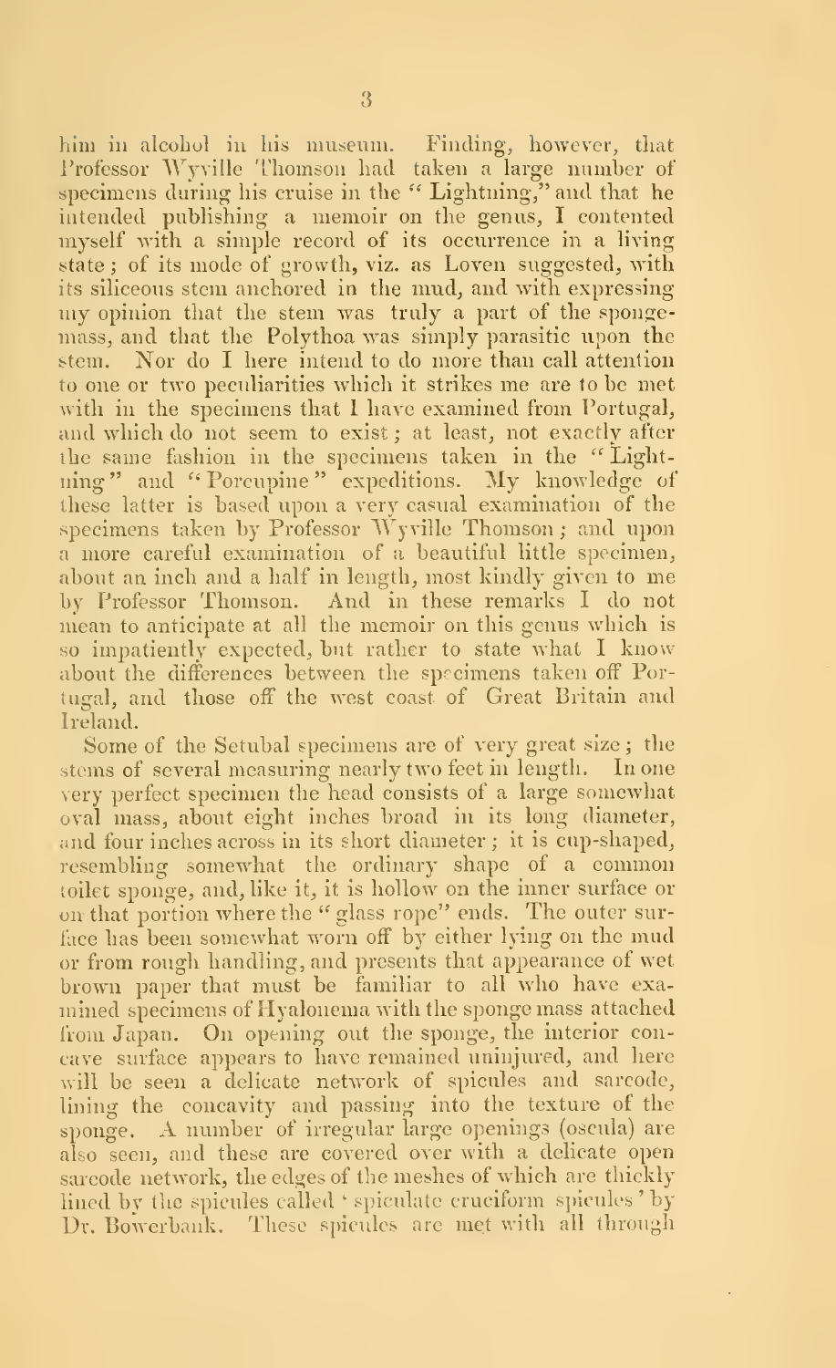him in alcohol in his museum. Finding, however, that Professor Wyville Thomson had taken a large number of specimens during his cruise in the "Lightning," and that he intended publishing a memoir on the genus, I contented myself with a simple record of its occurrence in a living state; of its mode of growth, viz. as Loven suggested, with its siliceous stem anchored in the mud, and with expressing my opinion that the stem was truly a part of the sponge-mass, and that the Polythoa was simply parasitic upon the stem. Nor do I here intend to do more than call attention to one or two peculiarities which it strikes me are to be met with in the specimens that I have examined from Portugal, and which do not seem to exist; at least, not exactly after the same fashion in the specimens taken in the "Lightning" and "Porcupine" expeditions. My knowledge of these latter is based upon a very casual examination of the specimens taken by Professor Wyville Thomson; and upon a more careful examination of a beautiful little specimen, about an inch and a half in length, most kindly given to me by Professor Thomson. And in these remarks I do not mean to anticipate at all the memoir on this genus which is so impatiently expected, but rather to state what I know about the differences between the specimens taken off Portugal, and those off the west coast of Great Britain and Ireland.

Some of the Setubal specimens are of very great size; the stems of several measuring nearly two feet in length. In one very perfect specimen the head consists of a large somewhat oval mass, about eight inches broad in its long diameter, and four inches across in its short diameter; it is cup-shaped, resembling somewhat the ordinary shape of a common toilet sponge, and, like it, it is hollow on the inner surface or on that portion where the "glass rope" ends. The outer surface has been somewhat worn off by either lying on the mud or from rough handling, and presents that appearance of wet brown paper that must be familiar to all who have examined specimens of Hyalonema with the sponge mass attached from Japan. On opening out the sponge, the interior concave surface appears to have remained uninjured, and here will be seen a delicate network of spicules and sarcode, lining the concavity and passing into the texture of the sponge. A number of irregular large openings (oscula) are also seen, and these are covered over with a delicate open sarcode network, the edges of the meshes of which are thickly lined by the spicules called 'spiculate cruciform spicules' by Dr. Bowerbank. These spicules are met with all through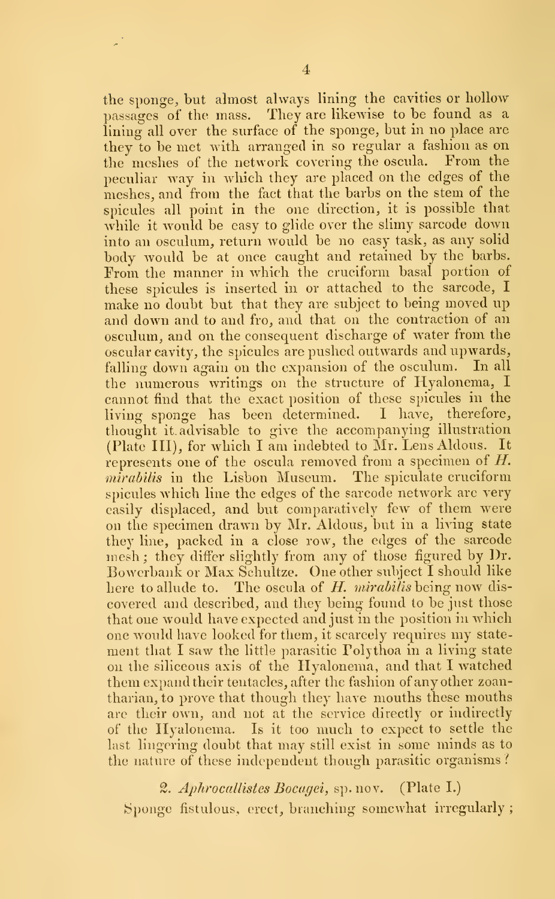the sponge, but almost always lining the cavities or hollow passages of the mass. They are likewise to be found as a lining all over the surface of the sponge, but in no place are they to be met with arranged in so regular a fashion as on the meshes of the network covering the oscula. From the peculiar way in which they are placed on the edges of the meshes, and from the fact that the barbs on the stem of the spicules all point in the one direction, it is possible that while it would be easy to glide over the slimy sarcode down into an osculum, return would be no easy task, as any solid body would be at once caught and retained by the barbs. From the manner in which the cruciform basal portion of these spicules is inserted in or attached to the sarcode, I make no doubt but that they are subject to being moved up and down and to and fro, and that on the contraction of an osculum, and on the consequent discharge of water from the oscular cavity, the spicules are pushed outwards and upwards, falling down again on the expansion of the osculum. In all the numerous writings on the structure of Hyalonema, I cannot find that the exact position of these spicules in the living sponge has been determined. I have, therefore, thought it advisable to give the accompanying illustration (Plate III), for which I am indebted to Mr. Lens Aldous. It represents one of the oscula removed from a specimen of *H. mirabilis* in the Lisbon Museum. The spiculate cruciform spicules which line the edges of the sarcode network are very easily displaced, and but comparatively few of them were on the specimen drawn by Mr. Aldous, but in a living state they line, packed in a close row, the edges of the sarcode mesh; they differ slightly from any of those figured by Dr. Bowerbank or Max Schultze. One other subject I should like here to allude to. The oscula of *H. mirabilis* being now discovered and described, and they being found to be just those that one would have expected and just in the position in which one would have looked for them, it scarcely requires my statement that I saw the little parasitic Polythoa in a living state on the siliceous axis of the Hyalonema, and that I watched them expand their tentacles, after the fashion of any other zoantharian, to prove that though they have mouths these mouths are their own, and not at the service directly or indirectly of the Hyalonema. Is it too much to expect to settle the last lingering doubt that may still exist in some minds as to the nature of these independent though parasitic organisms?

2. *Aphrocallistes Bocagei*, sp. nov. (Plate I.)

Sponge fistulous, erect, branching somewhat irregularly;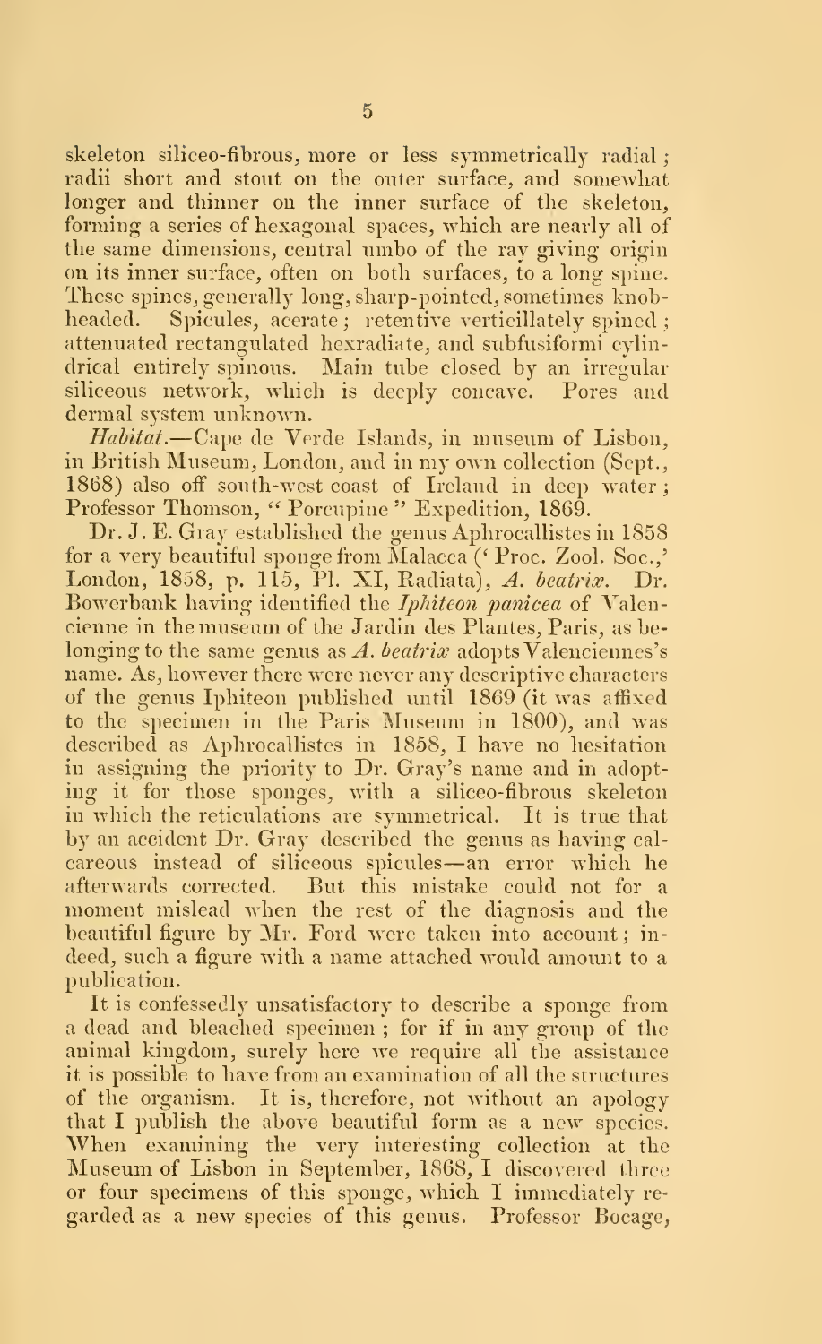skeleton siliceo-fibrous, more or less symmetrically radial; radii short and stout on the outer surface, and somewhat longer and thinner on the inner surface of the skeleton, forming a series of hexagonal spaces, which are nearly all of the same dimensions, central umbo of the ray giving origin on its inner surface, often on both surfaces, to a long spine. These spines, generally long, sharp-pointed, sometimes knob-headed. Spicules, acerate; retentive verticillately spined; attenuated rectangulated hexradiate, and subfusiformi cylindrical entirely spinous. Main tube closed by an irregular siliceous network, which is deeply concave. Pores and dermal system unknown.

*Habitat.*—Cape de Verde Islands, in museum of Lisbon, in British Museum, London, and in my own collection (Sept., 1868) also off south-west coast of Ireland in deep water; Professor Thomson, "Porcupine" Expedition, 1869.

Dr. J. E. Gray established the genus Aphrocallistes in 1858 for a very beautiful sponge from Malacca ('Proc. Zool. Soc.,' London, 1858, p. 115, Pl. XI, Radiata), *A. beatrix*. Dr. Bowerbank having identified the *Iphiteon panicea* of Valencienne in the museum of the Jardin des Plantes, Paris, as belonging to the same genus as *A. beatrix* adopts Valenciennes's name. As, however there were never any descriptive characters of the genus Iphiteon published until 1869 (it was affixed to the specimen in the Paris Museum in 1800), and was described as Aphrocallistes in 1858, I have no hesitation in assigning the priority to Dr. Gray's name and in adopting it for those sponges, with a siliceo-fibrous skeleton in which the reticulations are symmetrical. It is true that by an accident Dr. Gray described the genus as having calcareous instead of siliceous spicules—an error which he afterwards corrected. But this mistake could not for a moment mislead when the rest of the diagnosis and the beautiful figure by Mr. Ford were taken into account; indeed, such a figure with a name attached would amount to a publication.

It is confessedly unsatisfactory to describe a sponge from a dead and bleached specimen; for if in any group of the animal kingdom, surely here we require all the assistance it is possible to have from an examination of all the structures of the organism. It is, therefore, not without an apology that I publish the above beautiful form as a new species. When examining the very interesting collection at the Museum of Lisbon in September, 1868, I discovered three or four specimens of this sponge, which I immediately regarded as a new species of this genus. Professor Bocage,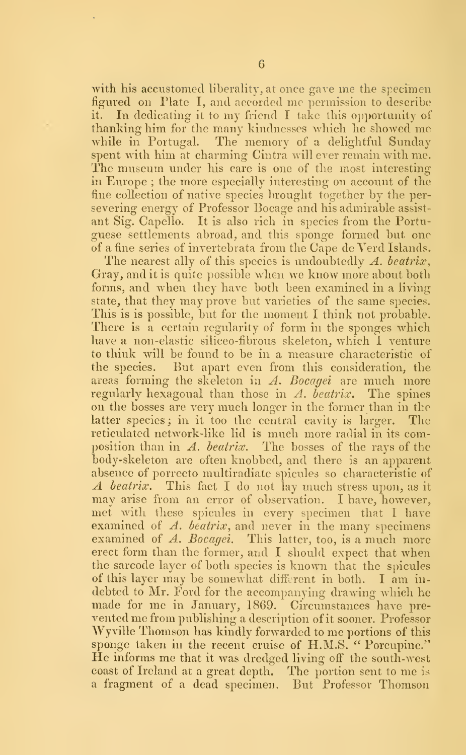with his accustomed liberality, at once gave me the specimen figured on Plate I, and accorded me permission to describe it. In dedicating it to my friend I take this opportunity of thanking him for the many kindnesses which he showed me while in Portugal. The memory of a delightful Sunday spent with him at charming Cintra will ever remain with me. The museum under his care is one of the most interesting in Europe ; the more especially interesting on account of the fine collection of native species brought together by the persevering energy of Professor Bocage and his admirable assistant Sig. Capello. It is also rich in species from the Portuguese settlements abroad, and this sponge formed but one of a fine series of invertebrata from the Cape de Verd Islands.

The nearest ally of this species is undoubtedly *A. beatrix*, Gray, and it is quite possible when we know more about both forms, and when they have both been examined in a living state, that they may prove but varieties of the same species. This is is possible, but for the moment I think not probable. There is a certain regularity of form in the sponges which have a non-elastic siliceo-fibrous skeleton, which I venture to think will be found to be in a measure characteristic of the species. But apart even from this consideration, the areas forming the skeleton in *A. Bocagei* are much more regularly hexagonal than those in *A. beatrix*. The spines on the bosses are very much longer in the former than in the latter species; in it too the central cavity is larger. The reticulated network-like lid is much more radial in its composition than in *A. beatrix*. The bosses of the rays of the body-skeleton are often knobbed, and there is an apparent absence of porrecto multiradiate spicules so characteristic of *A beatrix*. This fact I do not lay much stress upon, as it may arise from an error of observation. I have, however, met with these spicules in every specimen that I have examined of *A. beatrix*, and never in the many specimens examined of *A. Bocagei*. This latter, too, is a much more erect form than the former, and I should expect that when the sarcode layer of both species is known that the spicules of this layer may be somewhat different in both. I am indebted to Mr. Ford for the accompanying drawing which he made for me in January, 1869. Circumstances have prevented me from publishing a description of it sooner. Professor Wyville Thomson has kindly forwarded to me portions of this sponge taken in the recent cruise of H.M.S. " Porcupine." He informs me that it was dredged living off the south-west coast of Ireland at a great depth. The portion sent to me is a fragment of a dead specimen. But Professor Thomson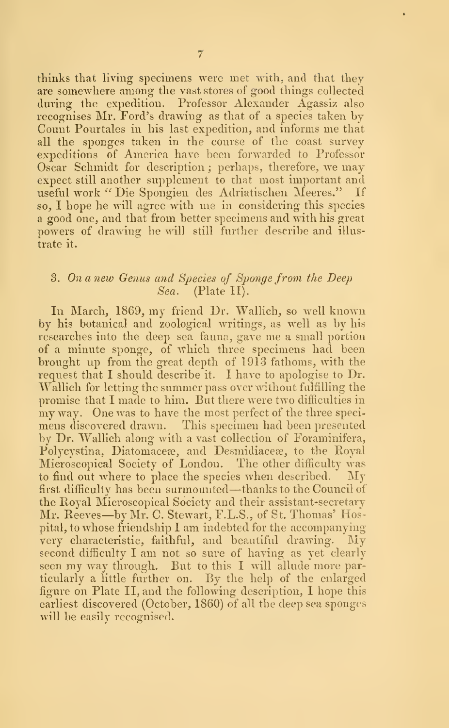thinks that living specimens were met with, and that they are somewhere among the vast stores of good things collected during the expedition. Professor Alexander Agassiz also recognises Mr. Ford's drawing as that of a species taken by Count Pourtales in his last expedition, and informs me that all the sponges taken in the course of the coast survey expeditions of America have been forwarded to Professor Oscar Schmidt for description; perhaps, therefore, we may expect still another supplement to that most important and useful work "Die Spongien des Adriatischen Meeres." If so, I hope he will agree with me in considering this species a good one, and that from better specimens and with his great powers of drawing he will still further describe and illustrate it.

### 3. *On a new Genus and Species of Sponge from the Deep Sea.* (Plate II).

In March, 1869, my friend Dr. Wallich, so well known by his botanical and zoological writings, as well as by his researches into the deep sea fauna, gave me a small portion of a minute sponge, of which three specimens had been brought up from the great depth of 1913 fathoms, with the request that I should describe it. I have to apologise to Dr. Wallich for letting the summer pass over without fulfilling the promise that I made to him. But there were two difficulties in my way. One was to have the most perfect of the three specimens discovered drawn. This specimen had been presented by Dr. Wallich along with a vast collection of Foraminifera, Polycystina, Diatomaceæ, and Desmidiaceæ, to the Royal Microscopical Society of London. The other difficulty was to find out where to place the species when described. My first difficulty has been surmounted—thanks to the Council of the Royal Microscopical Society and their assistant-secretary Mr. Reeves—by Mr. C. Stewart, F.L.S., of St. Thomas' Hospital, to whose friendship I am indebted for the accompanying very characteristic, faithful, and beautiful drawing. My second difficulty I am not so sure of having as yet clearly seen my way through. But to this I will allude more particularly a little further on. By the help of the enlarged figure on Plate II, and the following description, I hope this earliest discovered (October, 1860) of all the deep sea sponges will be easily recognised.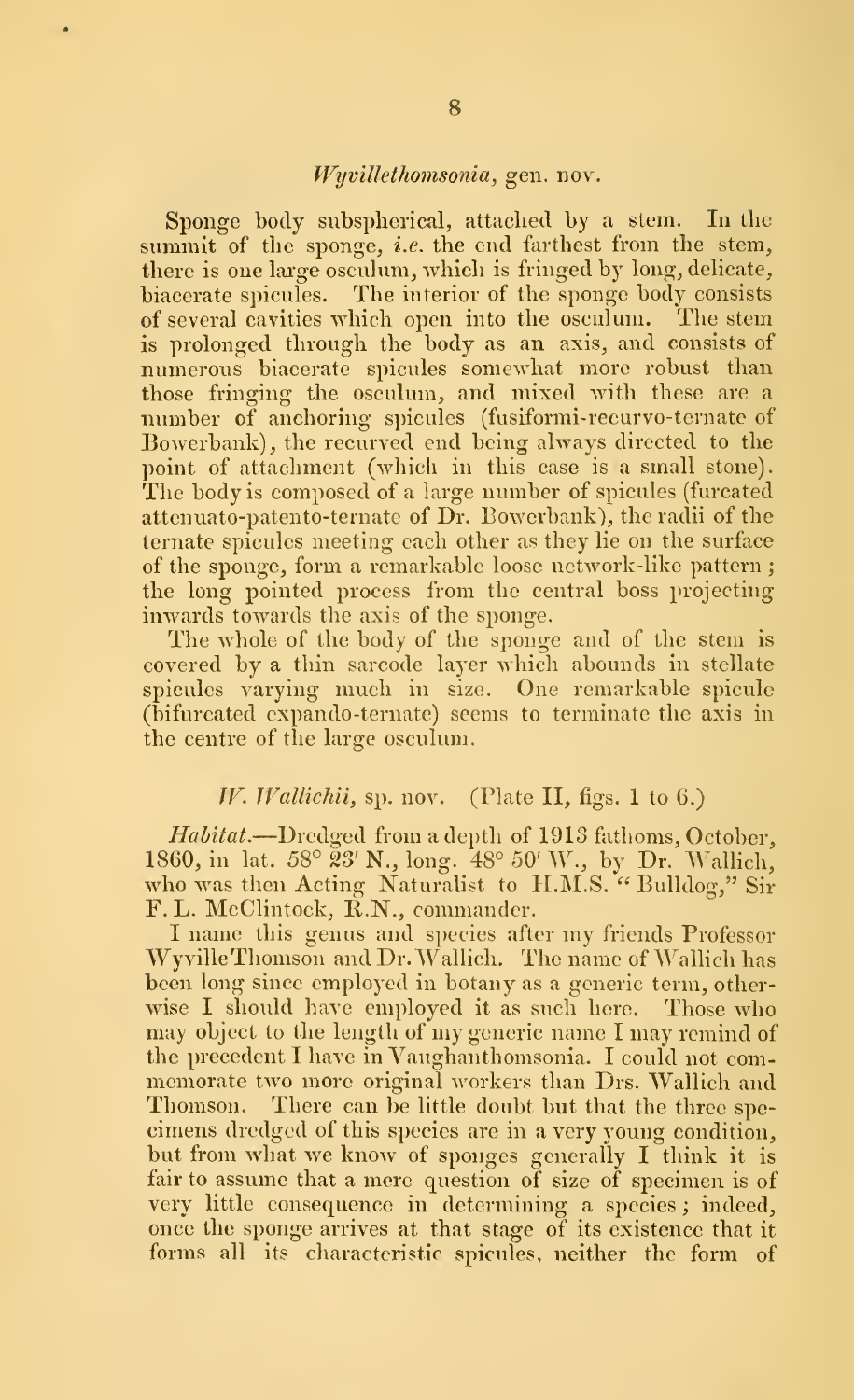### *Wyvillethomsonia*, gen. nov.

Sponge body subspherical, attached by a stem. In the summit of the sponge, *i.e.* the end farthest from the stem, there is one large osculum, which is fringed by long, delicate, biacerate spicules. The interior of the sponge body consists of several cavities which open into the osculum. The stem is prolonged through the body as an axis, and consists of numerous biacerate spicules somewhat more robust than those fringing the osculum, and mixed with these are a number of anchoring spicules (fusiformi-recurvo-ternate of Bowerbank), the recurved end being always directed to the point of attachment (which in this case is a small stone). The body is composed of a large number of spicules (furcated attenuato-patento-ternate of Dr. Bowerbank), the radii of the ternate spicules meeting each other as they lie on the surface of the sponge, form a remarkable loose network-like pattern; the long pointed process from the central boss projecting inwards towards the axis of the sponge.

The whole of the body of the sponge and of the stem is covered by a thin sarcode layer which abounds in stellate spicules varying much in size. One remarkable spicule (bifurcated expando-ternate) seems to terminate the axis in the centre of the large osculum.

#### *W. Wallichii*, sp. nov. (Plate II, figs. 1 to 6.)

*Habitat.*—Dredged from a depth of 1913 fathoms, October, 1860, in lat. 58° 23′ N., long. 48° 50′ W., by Dr. Wallich, who was then Acting Naturalist to H.M.S. "Bulldog," Sir F. L. McClintock, R.N., commander.

I name this genus and species after my friends Professor Wyville Thomson and Dr. Wallich. The name of Wallich has been long since employed in botany as a generic term, otherwise I should have employed it as such here. Those who may object to the length of my generic name I may remind of the precedent I have in Vaughanthomsonia. I could not commemorate two more original workers than Drs. Wallich and Thomson. There can be little doubt but that the three specimens dredged of this species are in a very young condition, but from what we know of sponges generally I think it is fair to assume that a mere question of size of specimen is of very little consequence in determining a species; indeed, once the sponge arrives at that stage of its existence that it forms all its characteristic spicules, neither the form of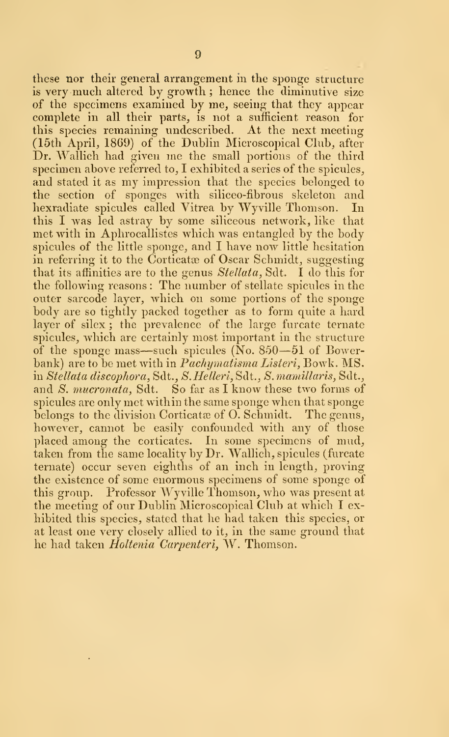these nor their general arrangement in the sponge structure is very much altered by growth; hence the diminutive size of the specimens examined by me, seeing that they appear complete in all their parts, is not a sufficient reason for this species remaining undescribed. At the next meeting (15th April, 1869) of the Dublin Microscopical Club, after Dr. Wallich had given me the small portions of the third specimen above referred to, I exhibited a series of the spicules, and stated it as my impression that the species belonged to the section of sponges with siliceo-fibrous skeleton and hexradiate spicules called Vitrea by Wyville Thomson. In this I was led astray by some siliceous network, like that met with in Aphrocallistes which was entangled by the body spicules of the little sponge, and I have now little hesitation in referring it to the Corticatæ of Oscar Schmidt, suggesting that its affinities are to the genus *Stellata*, Sdt. I do this for the following reasons: The number of stellate spicules in the outer sarcode layer, which on some portions of the sponge body are so tightly packed together as to form quite a hard layer of silex; the prevalence of the large furcate ternate spicules, which are certainly most important in the structure of the sponge mass—such spicules (No. 850—51 of Bowerbank) are to be met with in *Pachymatisma Listeri*, Bowk. MS. in *Stellata discophora*, Sdt., *S. Helleri*, Sdt., *S. mamillaris*, Sdt., and *S. mucronata*, Sdt. So far as I know these two forms of spicules are only met within the same sponge when that sponge belongs to the division Corticatæ of O. Schmidt. The genus, however, cannot be easily confounded with any of those placed among the corticates. In some specimens of mud, taken from the same locality by Dr. Wallich, spicules (furcate ternate) occur seven eighths of an inch in length, proving the existence of some enormous specimens of some sponge of this group. Professor Wyville Thomson, who was present at the meeting of our Dublin Microscopical Club at which I exhibited this species, stated that he had taken this species, or at least one very closely allied to it, in the same ground that he had taken *Holtenia Carpenteri*, W. Thomson.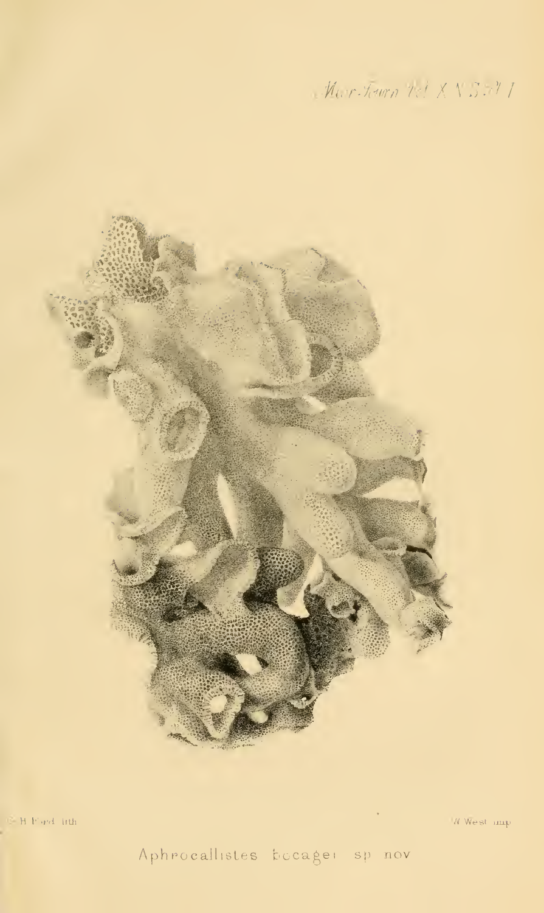Aphrocallistes bocagei sp nov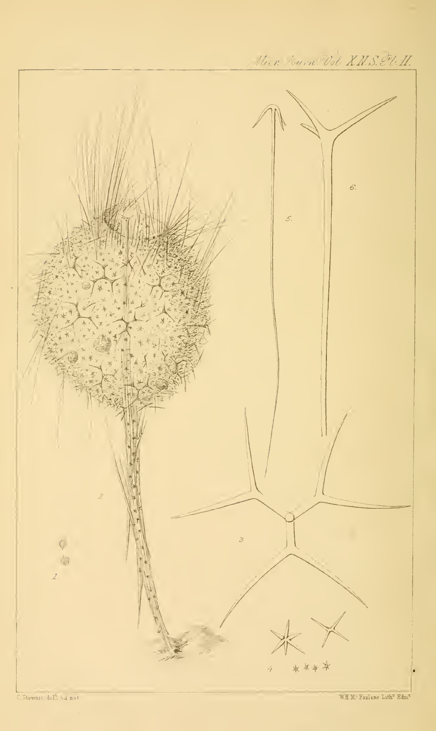Micr. Journ. Vol. XII N.S. Pl. II.

C. Stewart del.t ad nat.

W.H. McFarlane Lith.r Edin.r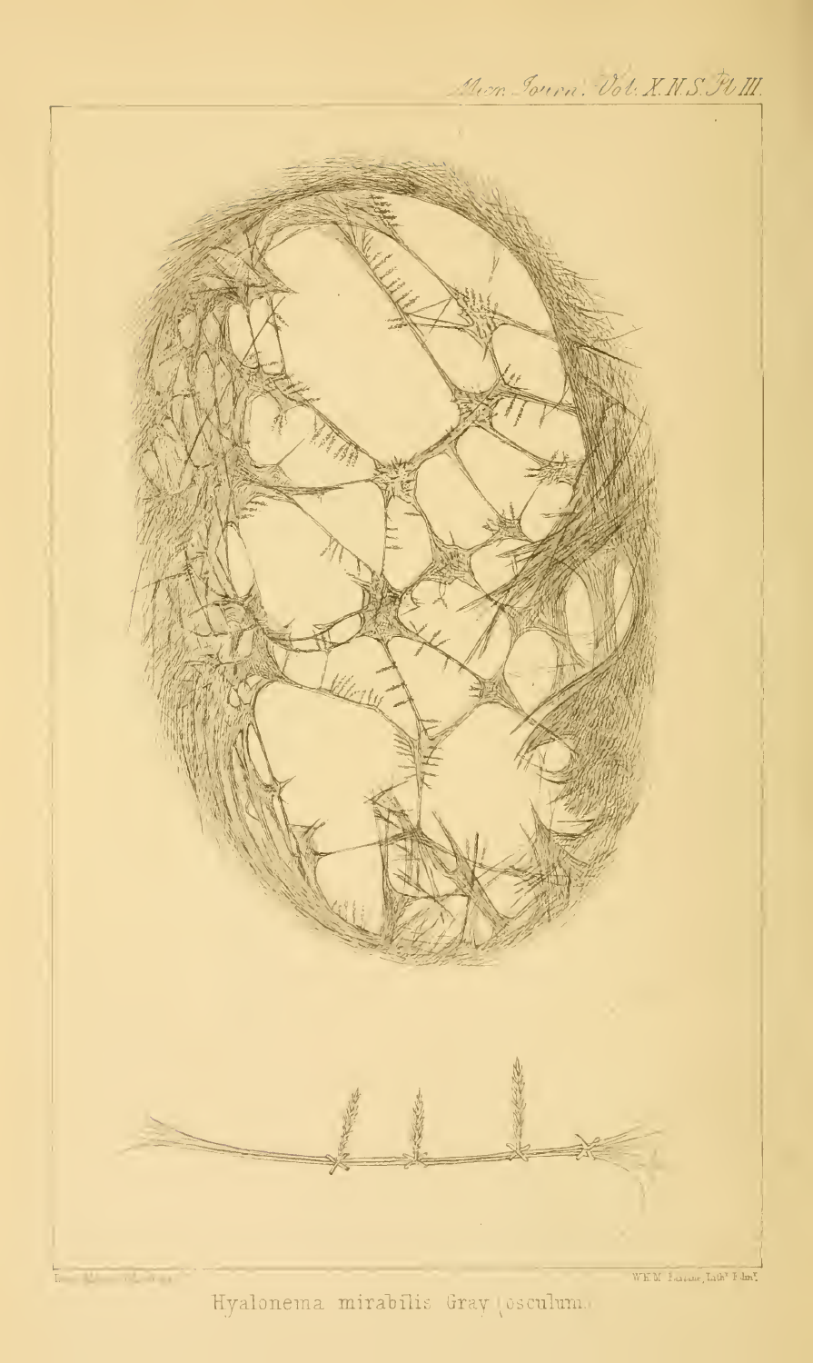Hyalonema mirabilis Gray (osculum.)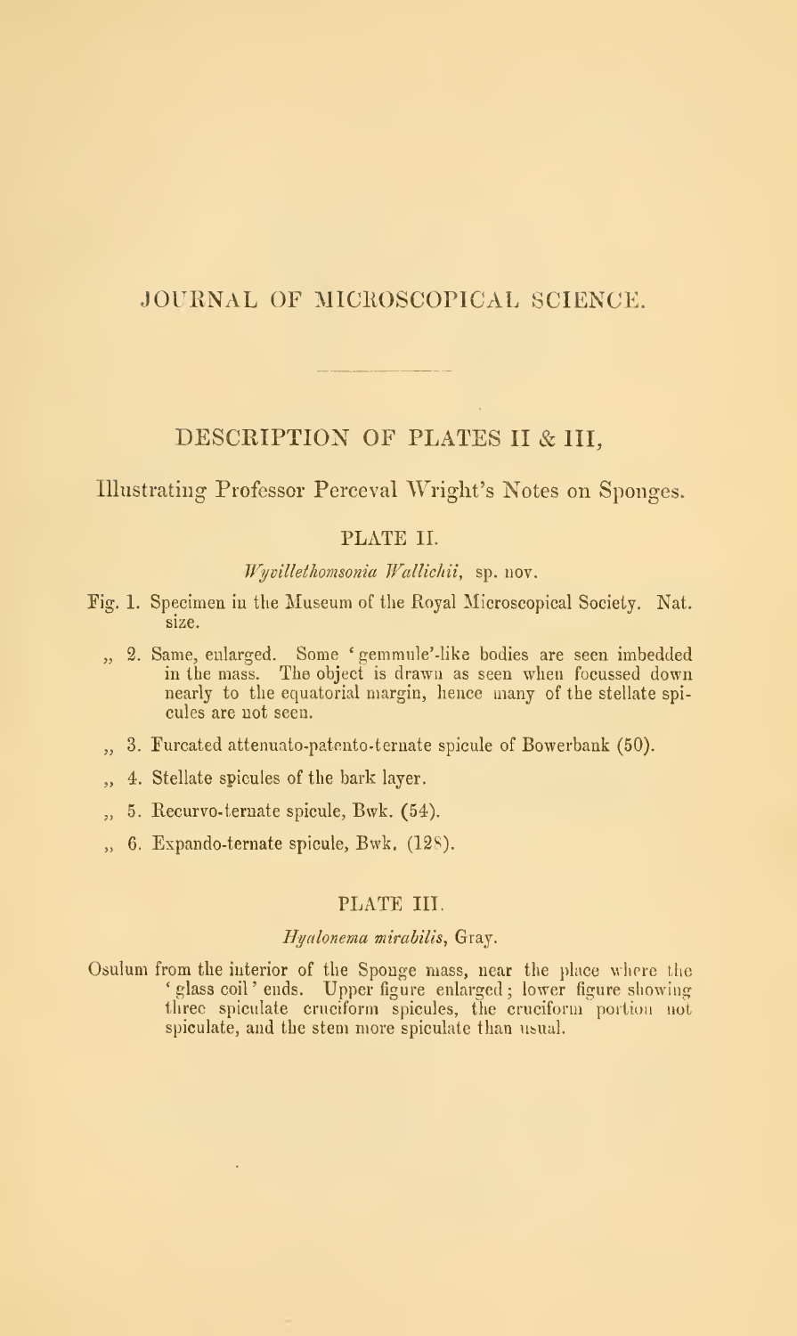# JOURNAL OF MICROSCOPICAL SCIENCE.

## DESCRIPTION OF PLATES II & III,

### Illustrating Professor Perceval Wright's Notes on Sponges.

#### PLATE II.

*Wyvillethomsonia Wallichii*, sp. nov.

Fig. 1. Specimen in the Museum of the Royal Microscopical Society. Nat. size.

„ 2. Same, enlarged. Some 'gemmule'-like bodies are seen imbedded in the mass. The object is drawn as seen when focussed down nearly to the equatorial margin, hence many of the stellate spicules are not seen.

„ 3. Furcated attenuato-patento-ternate spicule of Bowerbank (50).

„ 4. Stellate spicules of the bark layer.

„ 5. Recurvo-ternate spicule, Bwk. (54).

„ 6. Expando-ternate spicule, Bwk. (128).

#### PLATE III.

*Hyalonema mirabilis*, Gray.

Osulum from the interior of the Sponge mass, near the place where the 'glass coil' ends. Upper figure enlarged; lower figure showing three spiculate cruciform spicules, the cruciform portion not spiculate, and the stem more spiculate than usual.